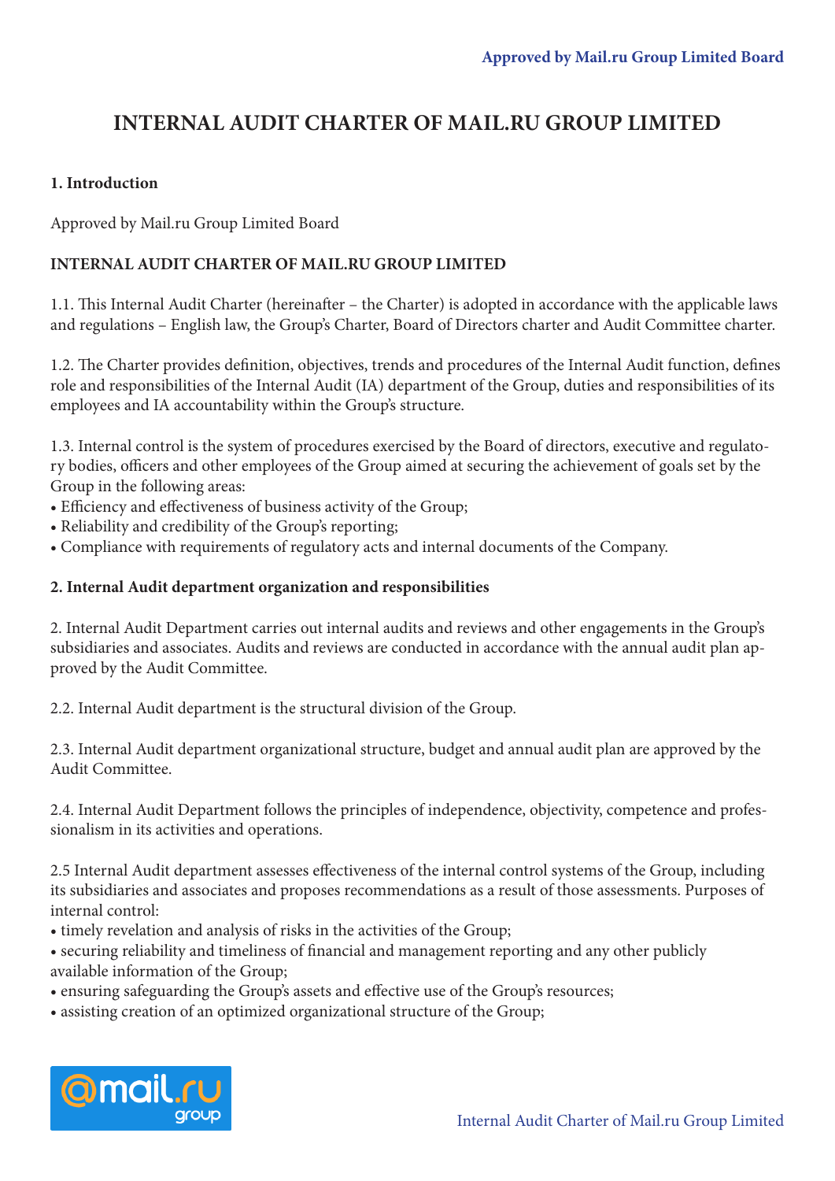Approved by Mail.ru Group Limited Board

# INTERNAL AUDIT CHARTER OF MAIL.RU GROUP LIMITED

**1. Introduction**

Approved by Mail.ru Group Limited Board

**INTERNAL AUDIT CHARTER OF MAIL.RU GROUP LIMITED**

1.1. This Internal Audit Charter (hereinafter – the Charter) is adopted in accordance with the applicable laws and regulations – English law, the Group's Charter, Board of Directors charter and Audit Committee charter.

1.2. The Charter provides definition, objectives, trends and procedures of the Internal Audit function, defines role and responsibilities of the Internal Audit (IA) department of the Group, duties and responsibilities of its employees and IA accountability within the Group's structure.

1.3. Internal control is the system of procedures exercised by the Board of directors, executive and regulatory bodies, officers and other employees of the Group aimed at securing the achievement of goals set by the Group in the following areas:

- Efficiency and effectiveness of business activity of the Group;
- Reliability and credibility of the Group's reporting;
- Compliance with requirements of regulatory acts and internal documents of the Company.

**2. Internal Audit department organization and responsibilities**

2. Internal Audit Department carries out internal audits and reviews and other engagements in the Group's subsidiaries and associates. Audits and reviews are conducted in accordance with the annual audit plan approved by the Audit Committee.

2.2. Internal Audit department is the structural division of the Group.

2.3. Internal Audit department organizational structure, budget and annual audit plan are approved by the Audit Committee.

2.4. Internal Audit Department follows the principles of independence, objectivity, competence and professionalism in its activities and operations.

2.5 Internal Audit department assesses effectiveness of the internal control systems of the Group, including its subsidiaries and associates and proposes recommendations as a result of those assessments. Purposes of internal control:

- timely revelation and analysis of risks in the activities of the Group;
- securing reliability and timeliness of financial and management reporting and any other publicly available information of the Group;
- ensuring safeguarding the Group's assets and effective use of the Group's resources;
- assisting creation of an optimized organizational structure of the Group;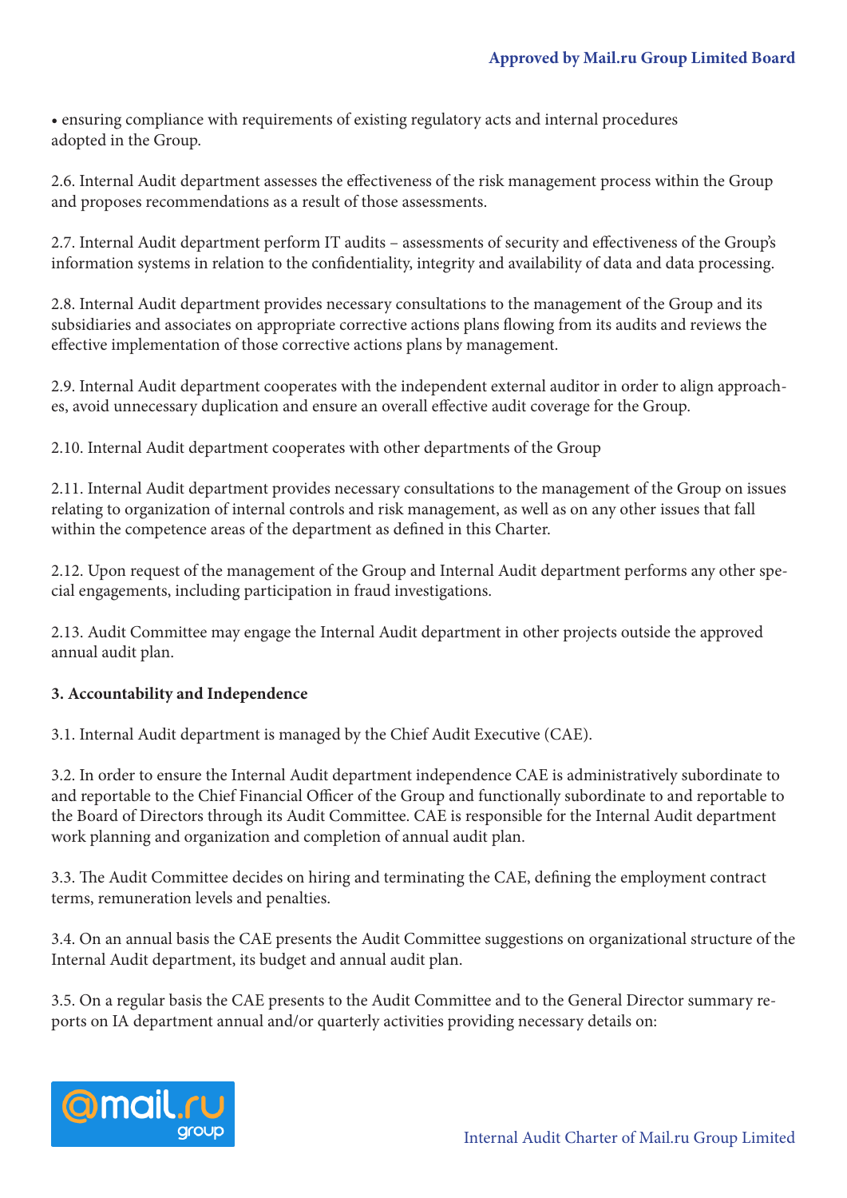• ensuring compliance with requirements of existing regulatory acts and internal procedures adopted in the Group.

2.6. Internal Audit department assesses the effectiveness of the risk management process within the Group and proposes recommendations as a result of those assessments.

2.7. Internal Audit department perform IT audits – assessments of security and effectiveness of the Group's information systems in relation to the confidentiality, integrity and availability of data and data processing.

2.8. Internal Audit department provides necessary consultations to the management of the Group and its subsidiaries and associates on appropriate corrective actions plans flowing from its audits and reviews the effective implementation of those corrective actions plans by management.

2.9. Internal Audit department cooperates with the independent external auditor in order to align approaches, avoid unnecessary duplication and ensure an overall effective audit coverage for the Group.

2.10. Internal Audit department cooperates with other departments of the Group

2.11. Internal Audit department provides necessary consultations to the management of the Group on issues relating to organization of internal controls and risk management, as well as on any other issues that fall within the competence areas of the department as defined in this Charter.

2.12. Upon request of the management of the Group and Internal Audit department performs any other special engagements, including participation in fraud investigations.

2.13. Audit Committee may engage the Internal Audit department in other projects outside the approved annual audit plan.

**3. Accountability and Independence**

3.1. Internal Audit department is managed by the Chief Audit Executive (CAE).

3.2. In order to ensure the Internal Audit department independence CAE is administratively subordinate to and reportable to the Chief Financial Officer of the Group and functionally subordinate to and reportable to the Board of Directors through its Audit Committee. CAE is responsible for the Internal Audit department work planning and organization and completion of annual audit plan.

3.3. The Audit Committee decides on hiring and terminating the CAE, defining the employment contract terms, remuneration levels and penalties.

3.4. On an annual basis the CAE presents the Audit Committee suggestions on organizational structure of the Internal Audit department, its budget and annual audit plan.

3.5. On a regular basis the CAE presents to the Audit Committee and to the General Director summary reports on IA department annual and/or quarterly activities providing necessary details on: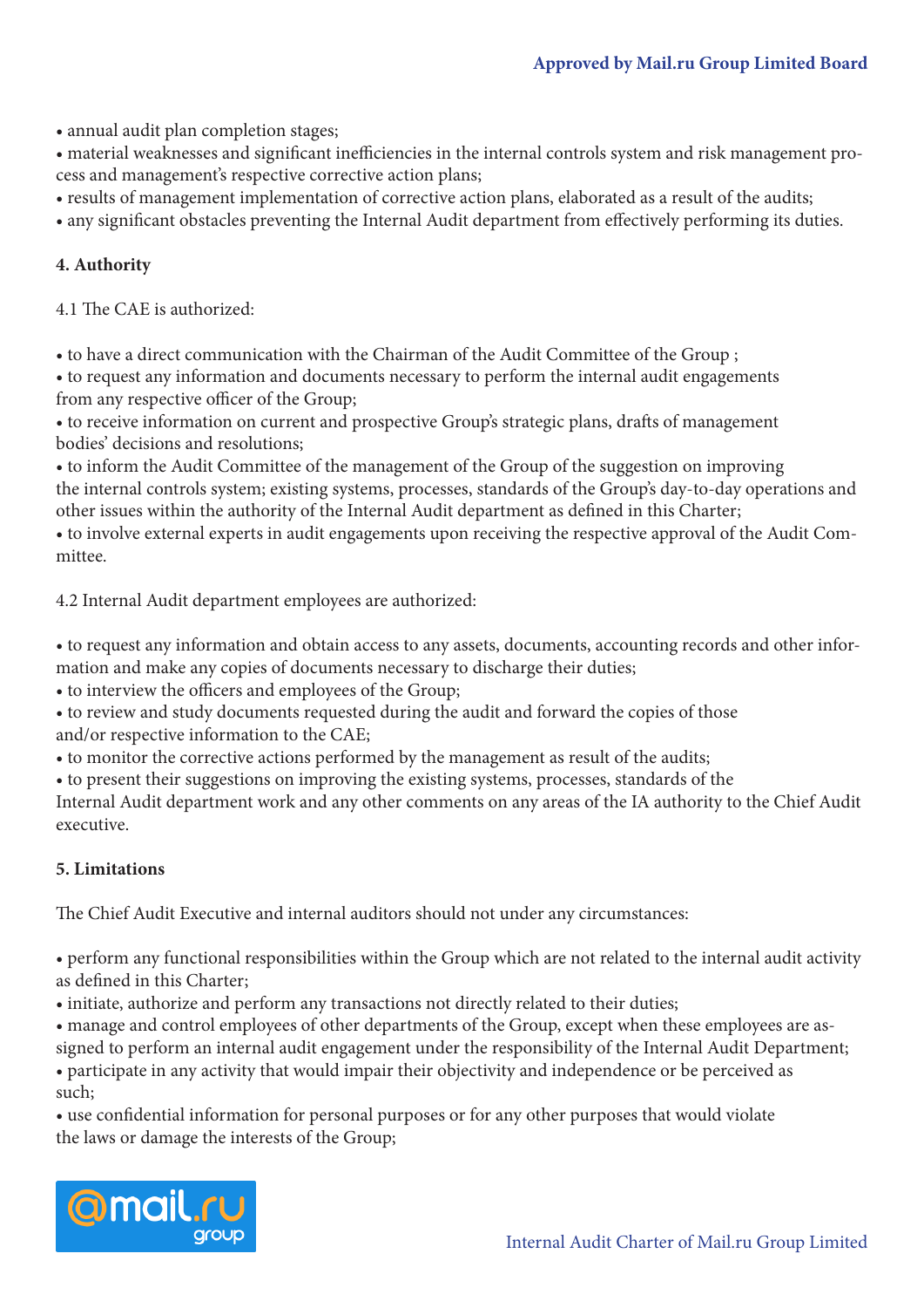- annual audit plan completion stages;
- material weaknesses and significant inefficiencies in the internal controls system and risk management process and management's respective corrective action plans;
- results of management implementation of corrective action plans, elaborated as a result of the audits;
- any significant obstacles preventing the Internal Audit department from effectively performing its duties.

**4. Authority**

4.1 The CAE is authorized:

- to have a direct communication with the Chairman of the Audit Committee of the Group ;
- to request any information and documents necessary to perform the internal audit engagements from any respective officer of the Group;
- to receive information on current and prospective Group's strategic plans, drafts of management bodies' decisions and resolutions;
- to inform the Audit Committee of the management of the Group of the suggestion on improving the internal controls system; existing systems, processes, standards of the Group's day-to-day operations and other issues within the authority of the Internal Audit department as defined in this Charter;
- to involve external experts in audit engagements upon receiving the respective approval of the Audit Committee.

4.2 Internal Audit department employees are authorized:

- to request any information and obtain access to any assets, documents, accounting records and other information and make any copies of documents necessary to discharge their duties;
- to interview the officers and employees of the Group;
- to review and study documents requested during the audit and forward the copies of those and/or respective information to the CAE;
- to monitor the corrective actions performed by the management as result of the audits;
- to present their suggestions on improving the existing systems, processes, standards of the Internal Audit department work and any other comments on any areas of the IA authority to the Chief Audit executive.

**5. Limitations**

The Chief Audit Executive and internal auditors should not under any circumstances:

- perform any functional responsibilities within the Group which are not related to the internal audit activity as defined in this Charter;
- initiate, authorize and perform any transactions not directly related to their duties;
- manage and control employees of other departments of the Group, except when these employees are assigned to perform an internal audit engagement under the responsibility of the Internal Audit Department;
- participate in any activity that would impair their objectivity and independence or be perceived as such;
- use confidential information for personal purposes or for any other purposes that would violate the laws or damage the interests of the Group;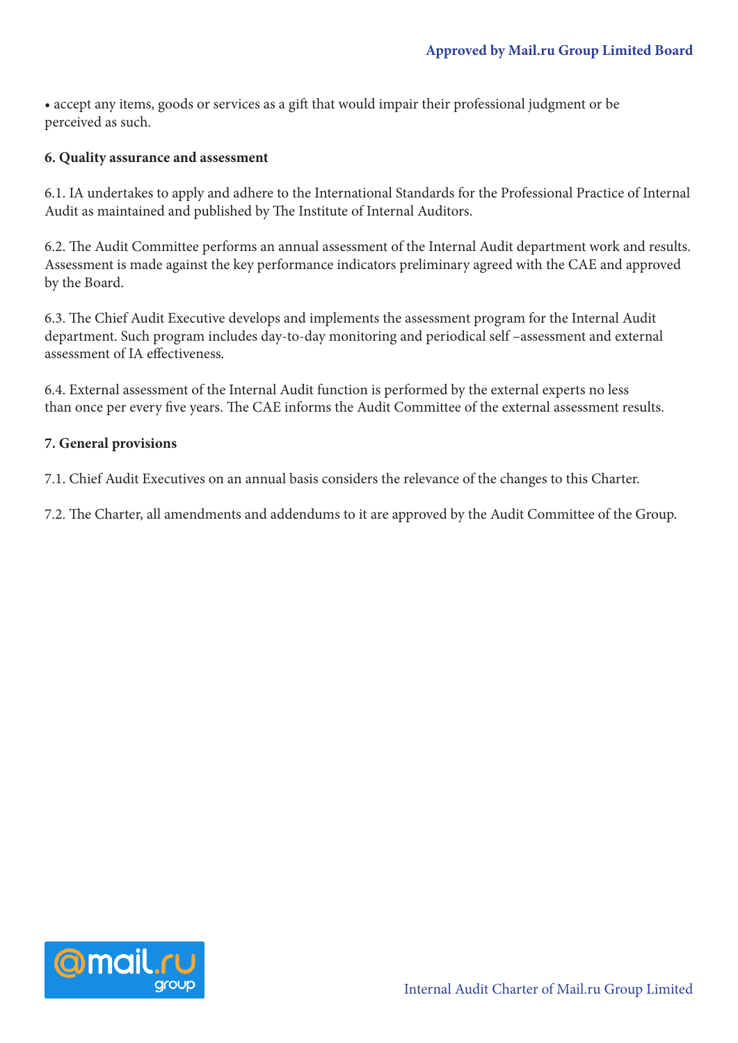• accept any items, goods or services as a gift that would impair their professional judgment or be perceived as such.

**6. Quality assurance and assessment**

6.1. IA undertakes to apply and adhere to the International Standards for the Professional Practice of Internal Audit as maintained and published by The Institute of Internal Auditors.

6.2. The Audit Committee performs an annual assessment of the Internal Audit department work and results. Assessment is made against the key performance indicators preliminary agreed with the CAE and approved by the Board.

6.3. The Chief Audit Executive develops and implements the assessment program for the Internal Audit department. Such program includes day-to-day monitoring and periodical self –assessment and external assessment of IA effectiveness.

6.4. External assessment of the Internal Audit function is performed by the external experts no less than once per every five years. The CAE informs the Audit Committee of the external assessment results.

**7. General provisions**

7.1. Chief Audit Executives on an annual basis considers the relevance of the changes to this Charter.

7.2. The Charter, all amendments and addendums to it are approved by the Audit Committee of the Group.